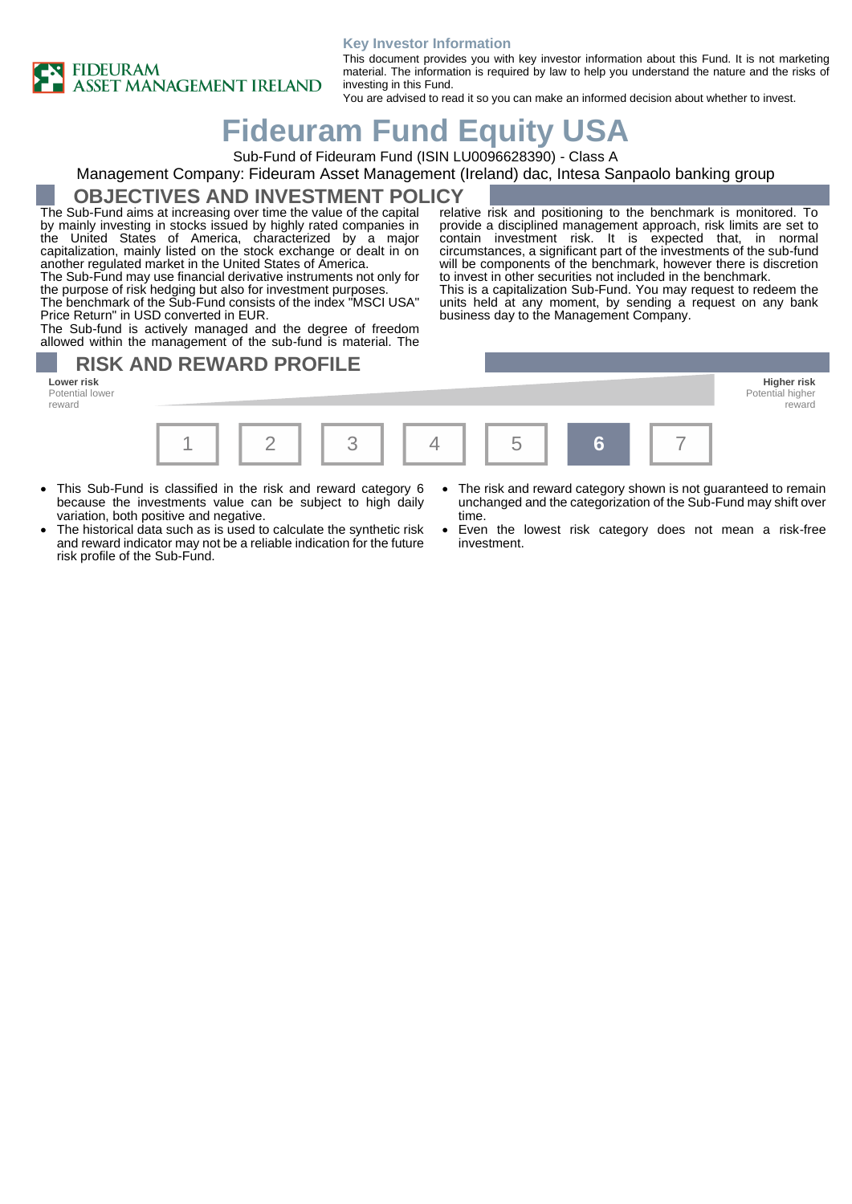FIDEURAM ASSET MANAGEMENT IRELAND

**Key Investor Information**

This document provides you with key investor information about this Fund. It is not marketing material. The information is required by law to help you understand the nature and the risks of investing in this Fund.
You are advised to read it so you can make an informed decision about whether to invest.

# Fideuram Fund Equity USA

Sub-Fund of Fideuram Fund (ISIN LU0096628390) - Class A

Management Company: Fideuram Asset Management (Ireland) dac, Intesa Sanpaolo banking group

## OBJECTIVES AND INVESTMENT POLICY

The Sub-Fund aims at increasing over time the value of the capital by mainly investing in stocks issued by highly rated companies in the United States of America, characterized by a major capitalization, mainly listed on the stock exchange or dealt in on another regulated market in the United States of America.

The Sub-Fund may use financial derivative instruments not only for the purpose of risk hedging but also for investment purposes.

The benchmark of the Sub-Fund consists of the index "MSCI USA" Price Return" in USD converted in EUR.

The Sub-fund is actively managed and the degree of freedom allowed within the management of the sub-fund is material. The relative risk and positioning to the benchmark is monitored. To provide a disciplined management approach, risk limits are set to contain investment risk. It is expected that, in normal circumstances, a significant part of the investments of the sub-fund will be components of the benchmark, however there is discretion to invest in other securities not included in the benchmark.

This is a capitalization Sub-Fund. You may request to redeem the units held at any moment, by sending a request on any bank business day to the Management Company.

## RISK AND REWARD PROFILE

**Lower risk**
Potential lower reward

**Higher risk**
Potential higher reward

| 1 | 2 | 3 | 4 | 5 | **6** | 7 |
|---|---|---|---|---|---|---|

- This Sub-Fund is classified in the risk and reward category 6 because the investments value can be subject to high daily variation, both positive and negative.
- The historical data such as is used to calculate the synthetic risk and reward indicator may not be a reliable indication for the future risk profile of the Sub-Fund.
- The risk and reward category shown is not guaranteed to remain unchanged and the categorization of the Sub-Fund may shift over time.
- Even the lowest risk category does not mean a risk-free investment.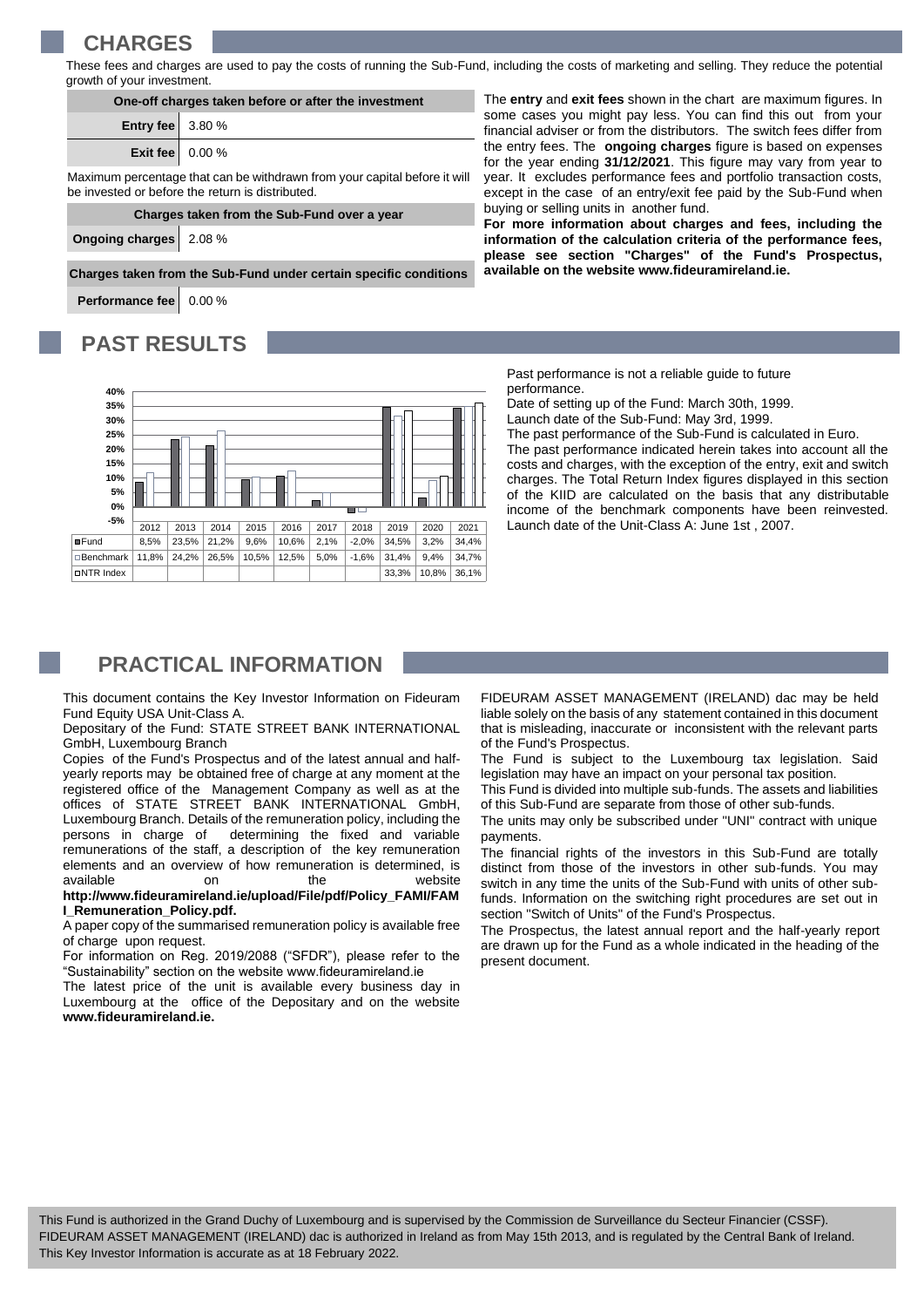## CHARGES

These fees and charges are used to pay the costs of running the Sub-Fund, including the costs of marketing and selling. They reduce the potential growth of your investment.

| One-off charges taken before or after the investment | |
|---|---|
| **Entry fee** | 3.80 % |
| **Exit fee** | 0.00 % |

Maximum percentage that can be withdrawn from your capital before it will be invested or before the return is distributed.

| Charges taken from the Sub-Fund over a year | |
|---|---|
| **Ongoing charges** | 2.08 % |

| Charges taken from the Sub-Fund under certain specific conditions | |
|---|---|
| **Performance fee** | 0.00 % |

The **entry** and **exit fees** shown in the chart are maximum figures. In some cases you might pay less. You can find this out from your financial adviser or from the distributors. The switch fees differ from the entry fees. The **ongoing charges** figure is based on expenses for the year ending **31/12/2021**. This figure may vary from year to year. It excludes performance fees and portfolio transaction costs, except in the case of an entry/exit fee paid by the Sub-Fund when buying or selling units in another fund.

**For more information about charges and fees, including the information of the calculation criteria of the performance fees, please see section "Charges" of the Fund's Prospectus, available on the website www.fideuramireland.ie.**

## PAST RESULTS

40%
35%
30%
25%
20%
15%
10%
5%
0%
-5%

2012 2013 2014 2015 2016 2017 2018 2019 2020 2021

Fund: 8,5% 23,5% 21,2% 9,6% 10,6% 2,1% -2,0% 34,5% 3,2% 34,4%

Benchmark: 11,8% 24,2% 26,5% 10,5% 12,5% 5,0% -1,6% 31,4% 9,4% 34,7%

NTR Index: 33,3% 10,8% 36,1%

Past performance is not a reliable guide to future performance.

Date of setting up of the Fund: March 30th, 1999.

Launch date of the Sub-Fund: May 3rd, 1999.

The past performance of the Sub-Fund is calculated in Euro.

The past performance indicated herein takes into account all the costs and charges, with the exception of the entry, exit and switch charges. The Total Return Index figures displayed in this section of the KIID are calculated on the basis that any distributable income of the benchmark components have been reinvested.

Launch date of the Unit-Class A: June 1st , 2007.

## PRACTICAL INFORMATION

This document contains the Key Investor Information on Fideuram Fund Equity USA Unit-Class A.

Depositary of the Fund: STATE STREET BANK INTERNATIONAL GmbH, Luxembourg Branch

Copies of the Fund's Prospectus and of the latest annual and half-yearly reports may be obtained free of charge at any moment at the registered office of the Management Company as well as at the offices of STATE STREET BANK INTERNATIONAL GmbH, Luxembourg Branch. Details of the remuneration policy, including the persons in charge of determining the fixed and variable remunerations of the staff, a description of the key remuneration elements and an overview of how remuneration is determined, is available on the website **http://www.fideuramireland.ie/upload/File/pdf/Policy_FAMI/FAMI_Remuneration_Policy.pdf.**

A paper copy of the summarised remuneration policy is available free of charge upon request.

For information on Reg. 2019/2088 ("SFDR"), please refer to the "Sustainability" section on the website www.fideuramireland.ie

The latest price of the unit is available every business day in Luxembourg at the office of the Depositary and on the website **www.fideuramireland.ie.**

FIDEURAM ASSET MANAGEMENT (IRELAND) dac may be held liable solely on the basis of any statement contained in this document that is misleading, inaccurate or inconsistent with the relevant parts of the Fund's Prospectus.

The Fund is subject to the Luxembourg tax legislation. Said legislation may have an impact on your personal tax position.

This Fund is divided into multiple sub-funds. The assets and liabilities of this Sub-Fund are separate from those of other sub-funds.

The units may only be subscribed under "UNI" contract with unique payments.

The financial rights of the investors in this Sub-Fund are totally distinct from those of the investors in other sub-funds. You may switch in any time the units of the Sub-Fund with units of other sub-funds. Information on the switching right procedures are set out in section "Switch of Units" of the Fund's Prospectus.

The Prospectus, the latest annual report and the half-yearly report are drawn up for the Fund as a whole indicated in the heading of the present document.

This Fund is authorized in the Grand Duchy of Luxembourg and is supervised by the Commission de Surveillance du Secteur Financier (CSSF). FIDEURAM ASSET MANAGEMENT (IRELAND) dac is authorized in Ireland as from May 15th 2013, and is regulated by the Central Bank of Ireland. This Key Investor Information is accurate as at 18 February 2022.